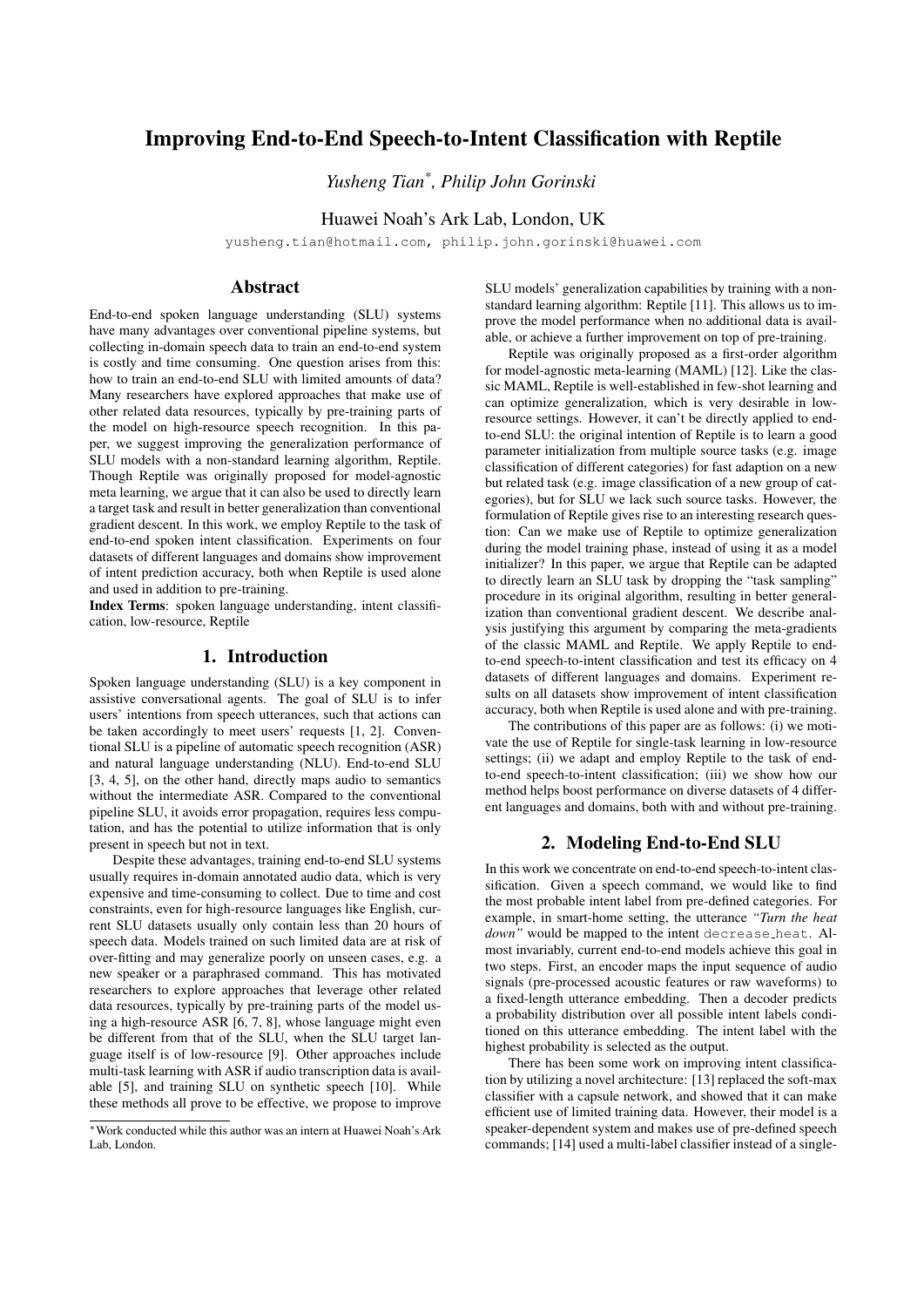# Improving End-to-End Speech-to-Intent Classification with Reptile

*Yusheng Tian*[*], *Philip John Gorinski*

Huawei Noah's Ark Lab, London, UK

yusheng.tian@hotmail.com, philip.john.gorinski@huawei.com

## Abstract

End-to-end spoken language understanding (SLU) systems have many advantages over conventional pipeline systems, but collecting in-domain speech data to train an end-to-end system is costly and time consuming. One question arises from this: how to train an end-to-end SLU with limited amounts of data? Many researchers have explored approaches that make use of other related data resources, typically by pre-training parts of the model on high-resource speech recognition. In this paper, we suggest improving the generalization performance of SLU models with a non-standard learning algorithm, Reptile. Though Reptile was originally proposed for model-agnostic meta learning, we argue that it can also be used to directly learn a target task and result in better generalization than conventional gradient descent. In this work, we employ Reptile to the task of end-to-end spoken intent classification. Experiments on four datasets of different languages and domains show improvement of intent prediction accuracy, both when Reptile is used alone and used in addition to pre-training.

**Index Terms**: spoken language understanding, intent classification, low-resource, Reptile

## 1. Introduction

Spoken language understanding (SLU) is a key component in assistive conversational agents. The goal of SLU is to infer users' intentions from speech utterances, such that actions can be taken accordingly to meet users' requests [1, 2]. Conventional SLU is a pipeline of automatic speech recognition (ASR) and natural language understanding (NLU). End-to-end SLU [3, 4, 5], on the other hand, directly maps audio to semantics without the intermediate ASR. Compared to the conventional pipeline SLU, it avoids error propagation, requires less computation, and has the potential to utilize information that is only present in speech but not in text.

Despite these advantages, training end-to-end SLU systems usually requires in-domain annotated audio data, which is very expensive and time-consuming to collect. Due to time and cost constraints, even for high-resource languages like English, current SLU datasets usually only contain less than 20 hours of speech data. Models trained on such limited data are at risk of over-fitting and may generalize poorly on unseen cases, e.g. a new speaker or a paraphrased command. This has motivated researchers to explore approaches that leverage other related data resources, typically by pre-training parts of the model using a high-resource ASR [6, 7, 8], whose language might even be different from that of the SLU, when the SLU target language itself is of low-resource [9]. Other approaches include multi-task learning with ASR if audio transcription data is available [5], and training SLU on synthetic speech [10]. While these methods all prove to be effective, we propose to improve SLU models' generalization capabilities by training with a non-standard learning algorithm: Reptile [11]. This allows us to improve the model performance when no additional data is available, or achieve a further improvement on top of pre-training.

Reptile was originally proposed as a first-order algorithm for model-agnostic meta-learning (MAML) [12]. Like the classic MAML, Reptile is well-established in few-shot learning and can optimize generalization, which is very desirable in low-resource settings. However, it can't be directly applied to end-to-end SLU: the original intention of Reptile is to learn a good parameter initialization from multiple source tasks (e.g. image classification of different categories) for fast adaption on a new but related task (e.g. image classification of a new group of categories), but for SLU we lack such source tasks. However, the formulation of Reptile gives rise to an interesting research question: Can we make use of Reptile to optimize generalization during the model training phase, instead of using it as a model initializer? In this paper, we argue that Reptile can be adapted to directly learn an SLU task by dropping the "task sampling" procedure in its original algorithm, resulting in better generalization than conventional gradient descent. We describe analysis justifying this argument by comparing the meta-gradients of the classic MAML and Reptile. We apply Reptile to end-to-end speech-to-intent classification and test its efficacy on 4 datasets of different languages and domains. Experiment results on all datasets show improvement of intent classification accuracy, both when Reptile is used alone and with pre-training.

The contributions of this paper are as follows: (i) we motivate the use of Reptile for single-task learning in low-resource settings; (ii) we adapt and employ Reptile to the task of end-to-end speech-to-intent classification; (iii) we show how our method helps boost performance on diverse datasets of 4 different languages and domains, both with and without pre-training.

## 2. Modeling End-to-End SLU

In this work we concentrate on end-to-end speech-to-intent classification. Given a speech command, we would like to find the most probable intent label from pre-defined categories. For example, in smart-home setting, the utterance *"Turn the heat down"* would be mapped to the intent `decrease_heat`. Almost invariably, current end-to-end models achieve this goal in two steps. First, an encoder maps the input sequence of audio signals (pre-processed acoustic features or raw waveforms) to a fixed-length utterance embedding. Then a decoder predicts a probability distribution over all possible intent labels conditioned on this utterance embedding. The intent label with the highest probability is selected as the output.

There has been some work on improving intent classification by utilizing a novel architecture: [13] replaced the soft-max classifier with a capsule network, and showed that it can make efficient use of limited training data. However, their model is a speaker-dependent system and makes use of pre-defined speech commands; [14] used a multi-label classifier instead of a single-

[*]Work conducted while this author was an intern at Huawei Noah's Ark Lab, London.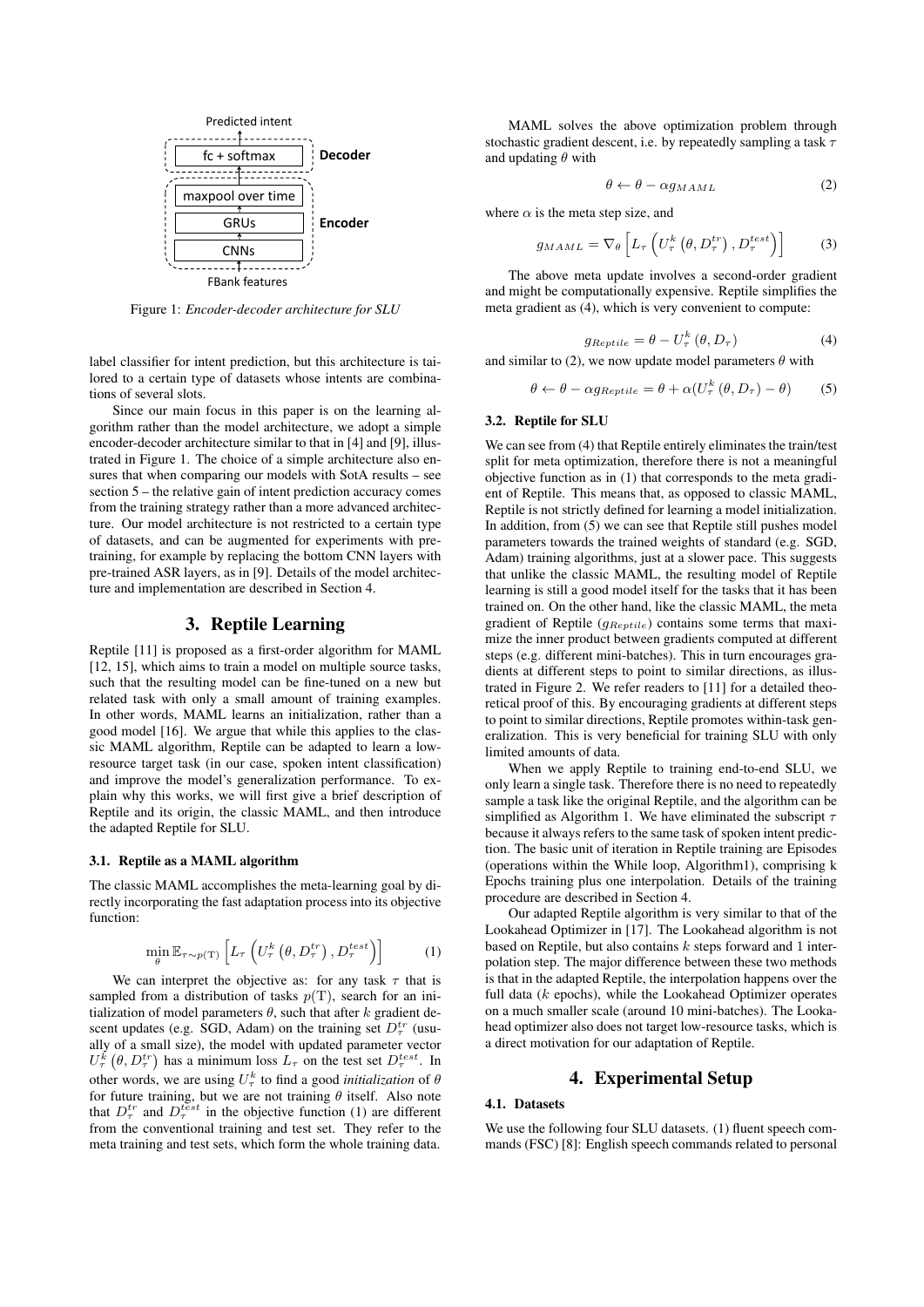Predicted intent

fc + softmax — **Decoder**

maxpool over time

GRUs — **Encoder**

CNNs

FBank features

Figure 1: *Encoder-decoder architecture for SLU*

label classifier for intent prediction, but this architecture is tailored to a certain type of datasets whose intents are combinations of several slots.

Since our main focus in this paper is on the learning algorithm rather than the model architecture, we adopt a simple encoder-decoder architecture similar to that in [4] and [9], illustrated in Figure 1. The choice of a simple architecture also ensures that when comparing our models with SotA results – see section 5 – the relative gain of intent prediction accuracy comes from the training strategy rather than a more advanced architecture. Our model architecture is not restricted to a certain type of datasets, and can be augmented for experiments with pretraining, for example by replacing the bottom CNN layers with pre-trained ASR layers, as in [9]. Details of the model architecture and implementation are described in Section 4.

## 3. Reptile Learning

Reptile [11] is proposed as a first-order algorithm for MAML [12, 15], which aims to train a model on multiple source tasks, such that the resulting model can be fine-tuned on a new but related task with only a small amount of training examples. In other words, MAML learns an initialization, rather than a good model [16]. We argue that while this applies to the classic MAML algorithm, Reptile can be adapted to learn a low-resource target task (in our case, spoken intent classification) and improve the model's generalization performance. To explain why this works, we will first give a brief description of Reptile and its origin, the classic MAML, and then introduce the adapted Reptile for SLU.

### 3.1. Reptile as a MAML algorithm

The classic MAML accomplishes the meta-learning goal by directly incorporating the fast adaptation process into its objective function:

$$\min_{\theta} \mathbb{E}_{\tau \sim p(\mathrm{T})} \left[ L_{\tau} \left( U_{\tau}^{k} \left( \theta, D_{\tau}^{tr} \right), D_{\tau}^{test} \right) \right] \tag{1}$$

We can interpret the objective as: for any task $\tau$ that is sampled from a distribution of tasks $p(\mathrm{T})$, search for an initialization of model parameters $\theta$, such that after $k$ gradient descent updates (e.g. SGD, Adam) on the training set $D_{\tau}^{tr}$ (usually of a small size), the model with updated parameter vector $U_{\tau}^{k}\left(\theta, D_{\tau}^{tr}\right)$ has a minimum loss $L_{\tau}$ on the test set $D_{\tau}^{test}$. In other words, we are using $U_{\tau}^{k}$ to find a good *initialization* of $\theta$ for future training, but we are not training $\theta$ itself. Also note that $D_{\tau}^{tr}$ and $D_{\tau}^{test}$ in the objective function (1) are different from the conventional training and test set. They refer to the meta training and test sets, which form the whole training data.

MAML solves the above optimization problem through stochastic gradient descent, i.e. by repeatedly sampling a task $\tau$ and updating $\theta$ with

$$\theta \leftarrow \theta - \alpha g_{MAML} \tag{2}$$

where $\alpha$ is the meta step size, and

$$g_{MAML} = \nabla_{\theta} \left[ L_{\tau} \left( U_{\tau}^{k} \left( \theta, D_{\tau}^{tr} \right), D_{\tau}^{test} \right) \right] \tag{3}$$

The above meta update involves a second-order gradient and might be computationally expensive. Reptile simplifies the meta gradient as (4), which is very convenient to compute:

$$g_{Reptile} = \theta - U_{\tau}^{k} \left( \theta, D_{\tau} \right) \tag{4}$$

and similar to (2), we now update model parameters $\theta$ with

$$\theta \leftarrow \theta - \alpha g_{Reptile} = \theta + \alpha (U_{\tau}^{k} \left( \theta, D_{\tau} \right) - \theta) \tag{5}$$

### 3.2. Reptile for SLU

We can see from (4) that Reptile entirely eliminates the train/test split for meta optimization, therefore there is not a meaningful objective function as in (1) that corresponds to the meta gradient of Reptile. This means that, as opposed to classic MAML, Reptile is not strictly defined for learning a model initialization. In addition, from (5) we can see that Reptile still pushes model parameters towards the trained weights of standard (e.g. SGD, Adam) training algorithms, just at a slower pace. This suggests that unlike the classic MAML, the resulting model of Reptile learning is still a good model itself for the tasks that it has been trained on. On the other hand, like the classic MAML, the meta gradient of Reptile ($g_{Reptile}$) contains some terms that maximize the inner product between gradients computed at different steps (e.g. different mini-batches). This in turn encourages gradients at different steps to point to similar directions, as illustrated in Figure 2. We refer readers to [11] for a detailed theoretical proof of this. By encouraging gradients at different steps to point to similar directions, Reptile promotes within-task generalization. This is very beneficial for training SLU with only limited amounts of data.

When we apply Reptile to training end-to-end SLU, we only learn a single task. Therefore there is no need to repeatedly sample a task like the original Reptile, and the algorithm can be simplified as Algorithm 1. We have eliminated the subscript $\tau$ because it always refers to the same task of spoken intent prediction. The basic unit of iteration in Reptile training are Episodes (operations within the While loop, Algorithm1), comprising k Epochs training plus one interpolation. Details of the training procedure are described in Section 4.

Our adapted Reptile algorithm is very similar to that of the Lookahead Optimizer in [17]. The Lookahead algorithm is not based on Reptile, but also contains $k$ steps forward and 1 interpolation step. The major difference between these two methods is that in the adapted Reptile, the interpolation happens over the full data ($k$ epochs), while the Lookahead Optimizer operates on a much smaller scale (around 10 mini-batches). The Lookahead optimizer also does not target low-resource tasks, which is a direct motivation for our adaptation of Reptile.

## 4. Experimental Setup

### 4.1. Datasets

We use the following four SLU datasets. (1) fluent speech commands (FSC) [8]: English speech commands related to personal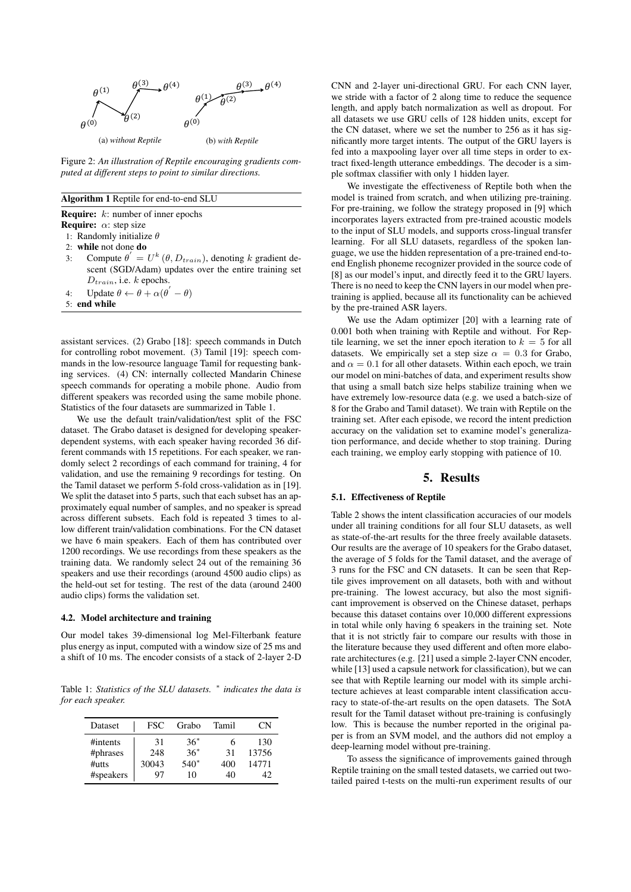(a) *without Reptile* (b) *with Reptile*

Figure 2: *An illustration of Reptile encouraging gradients computed at different steps to point to similar directions.*

**Algorithm 1** Reptile for end-to-end SLU

**Require:** $k$: number of inner epochs
**Require:** $\alpha$: step size
1: Randomly initialize $\theta$
2: **while** not done **do**
3: Compute $\theta^{'} = U^k(\theta, D_{train})$, denoting $k$ gradient descent (SGD/Adam) updates over the entire training set $D_{train}$, i.e. $k$ epochs.
4: Update $\theta \leftarrow \theta + \alpha(\theta^{'} - \theta)$
5: **end while**

assistant services. (2) Grabo [18]: speech commands in Dutch for controlling robot movement. (3) Tamil [19]: speech commands in the low-resource language Tamil for requesting banking services. (4) CN: internally collected Mandarin Chinese speech commands for operating a mobile phone. Audio from different speakers was recorded using the same mobile phone. Statistics of the four datasets are summarized in Table 1.

We use the default train/validation/test split of the FSC dataset. The Grabo dataset is designed for developing speaker-dependent systems, with each speaker having recorded 36 different commands with 15 repetitions. For each speaker, we randomly select 2 recordings of each command for training, 4 for validation, and use the remaining 9 recordings for testing. On the Tamil dataset we perform 5-fold cross-validation as in [19]. We split the dataset into 5 parts, such that each subset has an approximately equal number of samples, and no speaker is spread across different subsets. Each fold is repeated 3 times to allow different train/validation combinations. For the CN dataset we have 6 main speakers. Each of them has contributed over 1200 recordings. We use recordings from these speakers as the training data. We randomly select 24 out of the remaining 36 speakers and use their recordings (around 4500 audio clips) as the held-out set for testing. The rest of the data (around 2400 audio clips) forms the validation set.

### 4.2. Model architecture and training

Our model takes 39-dimensional log Mel-Filterbank feature plus energy as input, computed with a window size of 25 ms and a shift of 10 ms. The encoder consists of a stack of 2-layer 2-D

Table 1: *Statistics of the SLU datasets.* * *indicates the data is for each speaker.*

| Dataset | FSC | Grabo | Tamil | CN |
|---|---|---|---|---|
| #intents | 31 | 36* | 6 | 130 |
| #phrases | 248 | 36* | 31 | 13756 |
| #utts | 30043 | 540* | 400 | 14771 |
| #speakers | 97 | 10 | 40 | 42 |

CNN and 2-layer uni-directional GRU. For each CNN layer, we stride with a factor of 2 along time to reduce the sequence length, and apply batch normalization as well as dropout. For all datasets we use GRU cells of 128 hidden units, except for the CN dataset, where we set the number to 256 as it has significantly more target intents. The output of the GRU layers is fed into a maxpooling layer over all time steps in order to extract fixed-length utterance embeddings. The decoder is a simple softmax classifier with only 1 hidden layer.

We investigate the effectiveness of Reptile both when the model is trained from scratch, and when utilizing pre-training. For pre-training, we follow the strategy proposed in [9] which incorporates layers extracted from pre-trained acoustic models to the input of SLU models, and supports cross-lingual transfer learning. For all SLU datasets, regardless of the spoken language, we use the hidden representation of a pre-trained end-to-end English phoneme recognizer provided in the source code of [8] as our model's input, and directly feed it to the GRU layers. There is no need to keep the CNN layers in our model when pre-training is applied, because all its functionality can be achieved by the pre-trained ASR layers.

We use the Adam optimizer [20] with a learning rate of 0.001 both when training with Reptile and without. For Reptile learning, we set the inner epoch iteration to $k = 5$ for all datasets. We empirically set a step size $\alpha = 0.3$ for Grabo, and $\alpha = 0.1$ for all other datasets. Within each epoch, we train our model on mini-batches of data, and experiment results show that using a small batch size helps stabilize training when we have extremely low-resource data (e.g. we used a batch-size of 8 for the Grabo and Tamil dataset). We train with Reptile on the training set. After each episode, we record the intent prediction accuracy on the validation set to examine model's generalization performance, and decide whether to stop training. During each training, we employ early stopping with patience of 10.

## 5. Results

### 5.1. Effectiveness of Reptile

Table 2 shows the intent classification accuracies of our models under all training conditions for all four SLU datasets, as well as state-of-the-art results for the three freely available datasets. Our results are the average of 10 speakers for the Grabo dataset, the average of 5 folds for the Tamil dataset, and the average of 3 runs for the FSC and CN datasets. It can be seen that Reptile gives improvement on all datasets, both with and without pre-training. The lowest accuracy, but also the most significant improvement is observed on the Chinese dataset, perhaps because this dataset contains over 10,000 different expressions in total while only having 6 speakers in the training set. Note that it is not strictly fair to compare our results with those in the literature because they used different and often more elaborate architectures (e.g. [21] used a simple 2-layer CNN encoder, while [13] used a capsule network for classification), but we can see that with Reptile learning our model with its simple architecture achieves at least comparable intent classification accuracy to state-of-the-art results on the open datasets. The SotA result for the Tamil dataset without pre-training is confusingly low. This is because the number reported in the original paper is from an SVM model, and the authors did not employ a deep-learning model without pre-training.

To assess the significance of improvements gained through Reptile training on the small tested datasets, we carried out two-tailed paired t-tests on the multi-run experiment results of our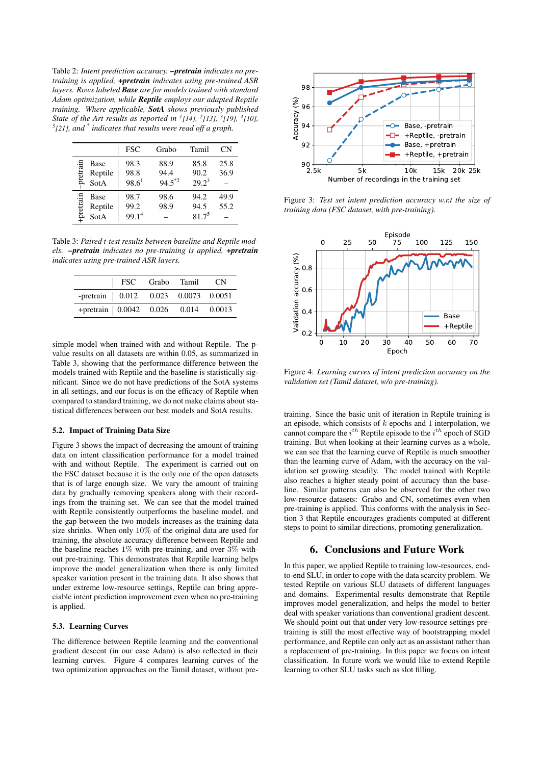Table 2: *Intent prediction accuracy.* ***–pretrain*** *indicates no pre-training is applied,* ***+pretrain*** *indicates using pre-trained ASR layers. Rows labeled* ***Base*** *are for models trained with standard Adam optimization, while* ***Reptile*** *employs our adapted Reptile training. Where applicable,* ***SotA*** *shows previously published State of the Art results as reported in* [1][14], [2][13], [3][19], [4][10], [5][21], *and* * *indicates that results were read off a graph.*

| | | FSC | Grabo | Tamil | CN |
|---|---|---|---|---|---|
| –pretrain | Base | 98.3 | 88.9 | 85.8 | 25.8 |
| | Reptile | 98.8 | 94.4 | 90.2 | 36.9 |
| | SotA | 98.6[1] | 94.5*[2] | 29.2[3] | – |
| +pretrain | Base | 98.7 | 98.6 | 94.2 | 49.9 |
| | Reptile | 99.2 | 98.9 | 94.5 | 55.2 |
| | SotA | 99.1[4] | – | 81.7[5] | – |

Table 3: *Paired t-test results between baseline and Reptile models.* ***–pretrain*** *indicates no pre-training is applied,* ***+pretrain*** *indicates using pre-trained ASR layers.*

| | FSC | Grabo | Tamil | CN |
|---|---|---|---|---|
| -pretrain | 0.012 | 0.023 | 0.0073 | 0.0051 |
| +pretrain | 0.0042 | 0.026 | 0.014 | 0.0013 |

simple model when trained with and without Reptile. The p-value results on all datasets are within 0.05, as summarized in Table 3, showing that the performance difference between the models trained with Reptile and the baseline is statistically significant. Since we do not have predictions of the SotA systems in all settings, and our focus is on the efficacy of Reptile when compared to standard training, we do not make claims about statistical differences between our best models and SotA results.

### 5.2. Impact of Training Data Size

Figure 3 shows the impact of decreasing the amount of training data on intent classification performance for a model trained with and without Reptile. The experiment is carried out on the FSC dataset because it is the only one of the open datasets that is of large enough size. We vary the amount of training data by gradually removing speakers along with their recordings from the training set. We can see that the model trained with Reptile consistently outperforms the baseline model, and the gap between the two models increases as the training data size shrinks. When only $10\%$ of the original data are used for training, the absolute accuracy difference between Reptile and the baseline reaches $1\%$ with pre-training, and over $3\%$ without pre-training. This demonstrates that Reptile learning helps improve the model generalization when there is only limited speaker variation present in the training data. It also shows that under extreme low-resource settings, Reptile can bring appreciable intent prediction improvement even when no pre-training is applied.

### 5.3. Learning Curves

The difference between Reptile learning and the conventional gradient descent (in our case Adam) is also reflected in their learning curves. Figure 4 compares learning curves of the two optimization approaches on the Tamil dataset, without pre-training. Since the basic unit of iteration in Reptile training is an episode, which consists of $k$ epochs and 1 interpolation, we cannot compare the $i^{th}$ Reptile episode to the $i^{th}$ epoch of SGD training. But when looking at their learning curves as a whole, we can see that the learning curve of Reptile is much smoother than the learning curve of Adam, with the accuracy on the validation set growing steadily. The model trained with Reptile also reaches a higher steady point of accuracy than the baseline. Similar patterns can also be observed for the other two low-resource datasets: Grabo and CN, sometimes even when pre-training is applied. This conforms with the analysis in Section 3 that Reptile encourages gradients computed at different steps to point to similar directions, promoting generalization.

Figure 3: *Test set intent prediction accuracy w.r.t the size of training data (FSC dataset, with pre-training).*

Figure 4: *Learning curves of intent prediction accuracy on the validation set (Tamil dataset, w/o pre-training).*

## 6. Conclusions and Future Work

In this paper, we applied Reptile to training low-resources, end-to-end SLU, in order to cope with the data scarcity problem. We tested Reptile on various SLU datasets of different languages and domains. Experimental results demonstrate that Reptile improves model generalization, and helps the model to better deal with speaker variations than conventional gradient descent. We should point out that under very low-resource settings pre-training is still the most effective way of bootstrapping model performance, and Reptile can only act as an assistant rather than a replacement of pre-training. In this paper we focus on intent classification. In future work we would like to extend Reptile learning to other SLU tasks such as slot filling.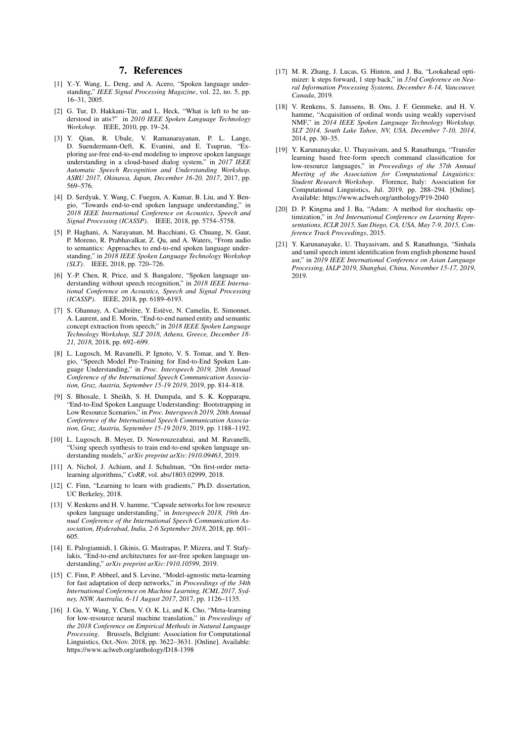## 7. References

[1] Y.-Y. Wang, L. Deng, and A. Acero, "Spoken language understanding," *IEEE Signal Processing Magazine*, vol. 22, no. 5, pp. 16–31, 2005.

[2] G. Tur, D. Hakkani-Tür, and L. Heck, "What is left to be understood in atis?" in *2010 IEEE Spoken Language Technology Workshop*. IEEE, 2010, pp. 19–24.

[3] Y. Qian, R. Ubale, V. Ramanarayanan, P. L. Lange, D. Suendermann-Oeft, K. Evanini, and E. Tsuprun, "Exploring asr-free end-to-end modeling to improve spoken language understanding in a cloud-based dialog system," in *2017 IEEE Automatic Speech Recognition and Understanding Workshop, ASRU 2017, Okinawa, Japan, December 16-20, 2017*, 2017, pp. 569–576.

[4] D. Serdyuk, Y. Wang, C. Fuegen, A. Kumar, B. Liu, and Y. Bengio, "Towards end-to-end spoken language understanding," in *2018 IEEE International Conference on Acoustics, Speech and Signal Processing (ICASSP)*. IEEE, 2018, pp. 5754–5758.

[5] P. Haghani, A. Narayanan, M. Bacchiani, G. Chuang, N. Gaur, P. Moreno, R. Prabhavalkar, Z. Qu, and A. Waters, "From audio to semantics: Approaches to end-to-end spoken language understanding," in *2018 IEEE Spoken Language Technology Workshop (SLT)*. IEEE, 2018, pp. 720–726.

[6] Y.-P. Chen, R. Price, and S. Bangalore, "Spoken language understanding without speech recognition," in *2018 IEEE International Conference on Acoustics, Speech and Signal Processing (ICASSP)*. IEEE, 2018, pp. 6189–6193.

[7] S. Ghannay, A. Caubrière, Y. Estève, N. Camelin, E. Simonnet, A. Laurent, and E. Morin, "End-to-end named entity and semantic concept extraction from speech," in *2018 IEEE Spoken Language Technology Workshop, SLT 2018, Athens, Greece, December 18-21, 2018*, 2018, pp. 692–699.

[8] L. Lugosch, M. Ravanelli, P. Ignoto, V. S. Tomar, and Y. Bengio, "Speech Model Pre-Training for End-to-End Spoken Language Understanding," in *Proc. Interspeech 2019, 20th Annual Conference of the International Speech Communication Association, Graz, Austria, September 15-19 2019*, 2019, pp. 814–818.

[9] S. Bhosale, I. Sheikh, S. H. Dumpala, and S. K. Kopparapu, "End-to-End Spoken Language Understanding: Bootstrapping in Low Resource Scenarios," in *Proc. Interspeech 2019, 20th Annual Conference of the International Speech Communication Association, Graz, Austria, September 15-19 2019*, 2019, pp. 1188–1192.

[10] L. Lugosch, B. Meyer, D. Nowrouzezahrai, and M. Ravanelli, "Using speech synthesis to train end-to-end spoken language understanding models," *arXiv preprint arXiv:1910.09463*, 2019.

[11] A. Nichol, J. Achiam, and J. Schulman, "On first-order meta-learning algorithms," *CoRR*, vol. abs/1803.02999, 2018.

[12] C. Finn, "Learning to learn with gradients," Ph.D. dissertation, UC Berkeley, 2018.

[13] V. Renkens and H. V. hamme, "Capsule networks for low resource spoken language understanding," in *Interspeech 2018, 19th Annual Conference of the International Speech Communication Association, Hyderabad, India, 2-6 September 2018*, 2018, pp. 601–605.

[14] E. Palogiannidi, I. Gkinis, G. Mastrapas, P. Mizera, and T. Stafylakis, "End-to-end architectures for asr-free spoken language understanding," *arXiv preprint arXiv:1910.10599*, 2019.

[15] C. Finn, P. Abbeel, and S. Levine, "Model-agnostic meta-learning for fast adaptation of deep networks," in *Proceedings of the 34th International Conference on Machine Learning, ICML 2017, Sydney, NSW, Australia, 6-11 August 2017*, 2017, pp. 1126–1135.

[16] J. Gu, Y. Wang, Y. Chen, V. O. K. Li, and K. Cho, "Meta-learning for low-resource neural machine translation," in *Proceedings of the 2018 Conference on Empirical Methods in Natural Language Processing*. Brussels, Belgium: Association for Computational Linguistics, Oct.-Nov. 2018, pp. 3622–3631. [Online]. Available: https://www.aclweb.org/anthology/D18-1398

[17] M. R. Zhang, J. Lucas, G. Hinton, and J. Ba, "Lookahead optimizer: k steps forward, 1 step back," in *33rd Conference on Neural Information Processing Systems, December 8-14, Vancouver, Canada*, 2019.

[18] V. Renkens, S. Janssens, B. Ons, J. F. Gemmeke, and H. V. hamme, "Acquisition of ordinal words using weakly supervised NMF," in *2014 IEEE Spoken Language Technology Workshop, SLT 2014, South Lake Tahoe, NV, USA, December 7-10, 2014*, 2014, pp. 30–35.

[19] Y. Karunanayake, U. Thayasivam, and S. Ranathunga, "Transfer learning based free-form speech command classification for low-resource languages," in *Proceedings of the 57th Annual Meeting of the Association for Computational Linguistics: Student Research Workshop*. Florence, Italy: Association for Computational Linguistics, Jul. 2019, pp. 288–294. [Online]. Available: https://www.aclweb.org/anthology/P19-2040

[20] D. P. Kingma and J. Ba, "Adam: A method for stochastic optimization," in *3rd International Conference on Learning Representations, ICLR 2015, San Diego, CA, USA, May 7-9, 2015, Conference Track Proceedings*, 2015.

[21] Y. Karunanayake, U. Thayasivam, and S. Ranathunga, "Sinhala and tamil speech intent identification from english phoneme based asr," in *2019 IEEE International Conference on Asian Language Processing, IALP 2019, Shanghai, China, November 15-17, 2019*, 2019.